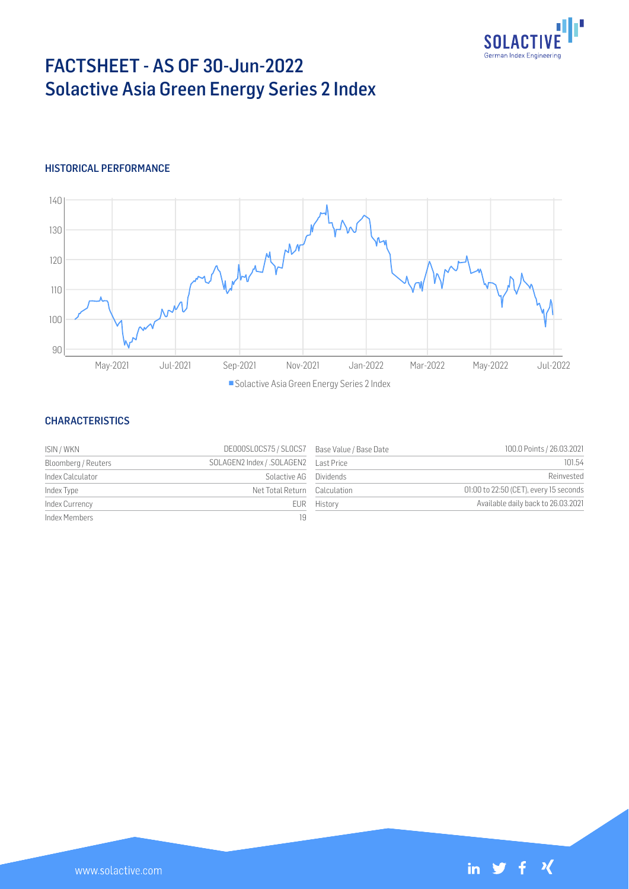# FACTSHEET - AS OF 30-Jun-2022

# Solactive Asia Green Energy Series 2 Index

## HISTORICAL PERFORMANCE

## CHARACTERISTICS

| | | | |
|---|---|---|---|
| ISIN / WKN | DE000SL0CS75 / SL0CS7 | Base Value / Base Date | 100.0 Points / 26.03.2021 |
| Bloomberg / Reuters | SOLAGEN2 Index / .SOLAGEN2 | Last Price | 101.54 |
| Index Calculator | Solactive AG | Dividends | Reinvested |
| Index Type | Net Total Return | Calculation | 01:00 to 22:50 (CET), every 15 seconds |
| Index Currency | EUR | History | Available daily back to 26.03.2021 |
| Index Members | 19 | | |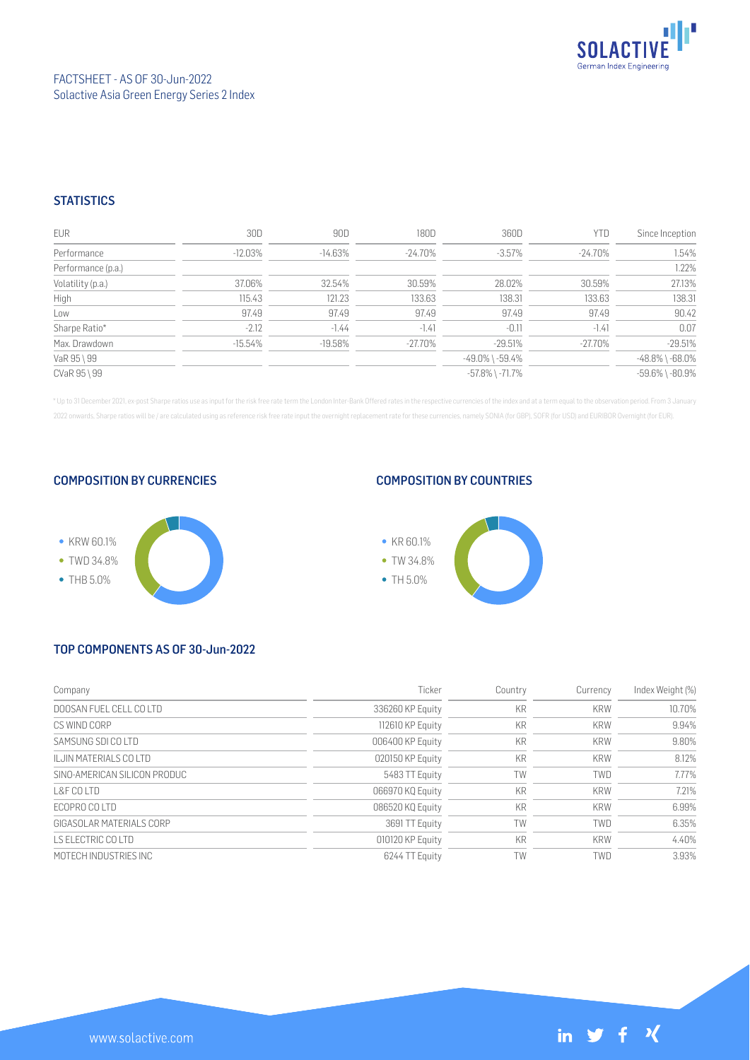FACTSHEET - AS OF 30-Jun-2022
Solactive Asia Green Energy Series 2 Index

## STATISTICS

| EUR | 30D | 90D | 180D | 360D | YTD | Since Inception |
|---|---|---|---|---|---|---|
| Performance | -12.03% | -14.63% | -24.70% | -3.57% | -24.70% | 1.54% |
| Performance (p.a.) | | | | | | 1.22% |
| Volatility (p.a.) | 37.06% | 32.54% | 30.59% | 28.02% | 30.59% | 27.13% |
| High | 115.43 | 121.23 | 133.63 | 138.31 | 133.63 | 138.31 |
| Low | 97.49 | 97.49 | 97.49 | 97.49 | 97.49 | 90.42 |
| Sharpe Ratio* | -2.12 | -1.44 | -1.41 | -0.11 | -1.41 | 0.07 |
| Max. Drawdown | -15.54% | -19.58% | -27.70% | -29.51% | -27.70% | -29.51% |
| VaR 95 \ 99 | | | | -49.0% \ -59.4% | | -48.8% \ -68.0% |
| CVaR 95 \ 99 | | | | -57.8% \ -71.7% | | -59.6% \ -80.9% |

* Up to 31 December 2021, ex-post Sharpe ratios use as input for the risk free rate term the London Inter-Bank Offered rates in the respective currencies of the index and at a term equal to the observation period. From 3 January 2022 onwards, Sharpe ratios will be / are calculated using as reference risk free rate input the overnight replacement rate for these currencies, namely SONIA (for GBP), SOFR (for USD) and EURIBOR Overnight (for EUR).

## COMPOSITION BY CURRENCIES

- KRW 60.1%
- TWD 34.8%
- THB 5.0%

## COMPOSITION BY COUNTRIES

- KR 60.1%
- TW 34.8%
- TH 5.0%

## TOP COMPONENTS AS OF 30-Jun-2022

| Company | Ticker | Country | Currency | Index Weight (%) |
|---|---|---|---|---|
| DOOSAN FUEL CELL CO LTD | 336260 KP Equity | KR | KRW | 10.70% |
| CS WIND CORP | 112610 KP Equity | KR | KRW | 9.94% |
| SAMSUNG SDI CO LTD | 006400 KP Equity | KR | KRW | 9.80% |
| ILJIN MATERIALS CO LTD | 020150 KP Equity | KR | KRW | 8.12% |
| SINO-AMERICAN SILICON PRODUC | 5483 TT Equity | TW | TWD | 7.77% |
| L&F CO LTD | 066970 KQ Equity | KR | KRW | 7.21% |
| ECOPRO CO LTD | 086520 KQ Equity | KR | KRW | 6.99% |
| GIGASOLAR MATERIALS CORP | 3691 TT Equity | TW | TWD | 6.35% |
| LS ELECTRIC CO LTD | 010120 KP Equity | KR | KRW | 4.40% |
| MOTECH INDUSTRIES INC | 6244 TT Equity | TW | TWD | 3.93% |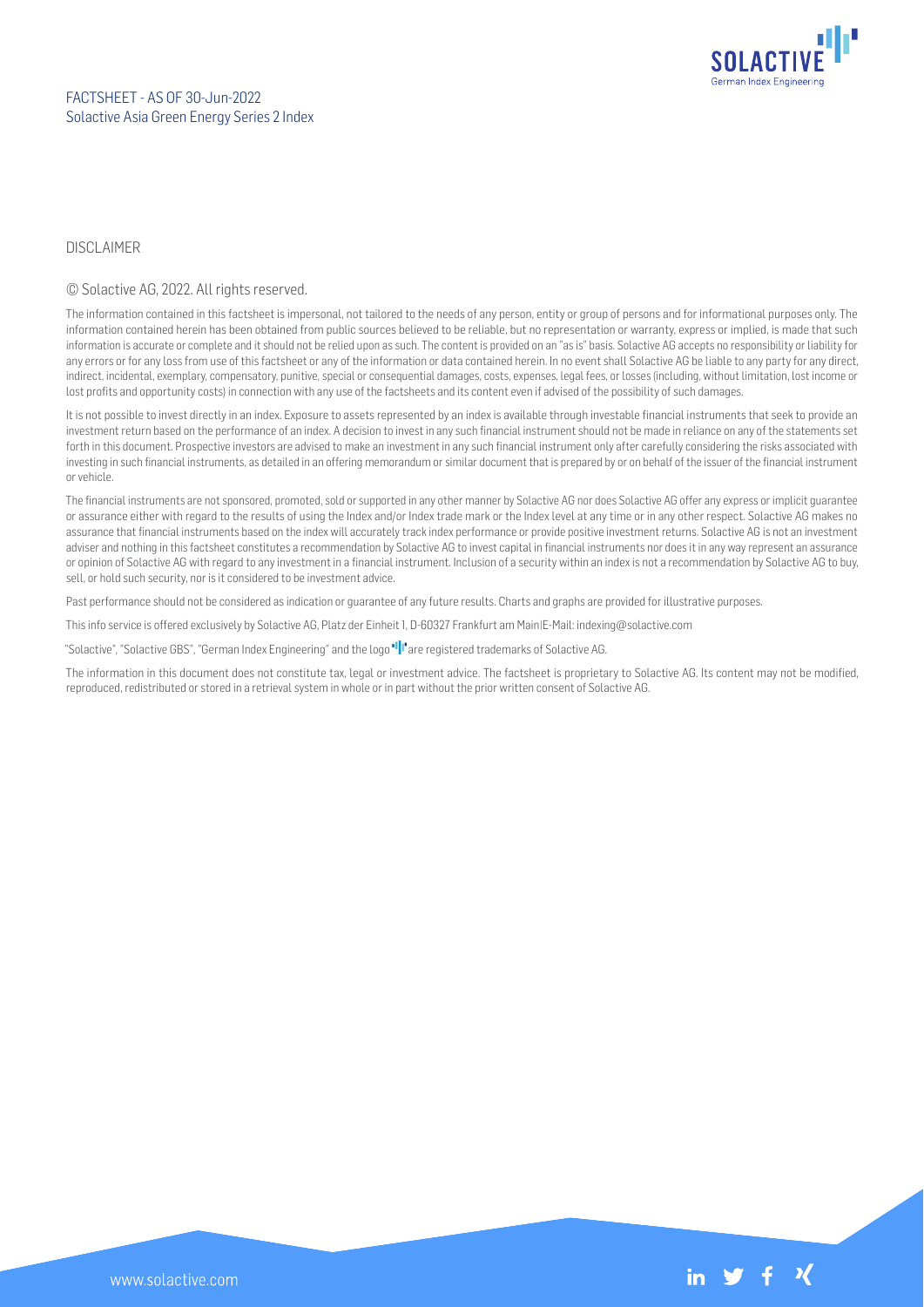DISCLAIMER

© Solactive AG, 2022. All rights reserved.

The information contained in this factsheet is impersonal, not tailored to the needs of any person, entity or group of persons and for informational purposes only. The information contained herein has been obtained from public sources believed to be reliable, but no representation or warranty, express or implied, is made that such information is accurate or complete and it should not be relied upon as such. The content is provided on an "as is" basis. Solactive AG accepts no responsibility or liability for any errors or for any loss from use of this factsheet or any of the information or data contained herein. In no event shall Solactive AG be liable to any party for any direct, indirect, incidental, exemplary, compensatory, punitive, special or consequential damages, costs, expenses, legal fees, or losses (including, without limitation, lost income or lost profits and opportunity costs) in connection with any use of the factsheets and its content even if advised of the possibility of such damages.

It is not possible to invest directly in an index. Exposure to assets represented by an index is available through investable financial instruments that seek to provide an investment return based on the performance of an index. A decision to invest in any such financial instrument should not be made in reliance on any of the statements set forth in this document. Prospective investors are advised to make an investment in any such financial instrument only after carefully considering the risks associated with investing in such financial instruments, as detailed in an offering memorandum or similar document that is prepared by or on behalf of the issuer of the financial instrument or vehicle.

The financial instruments are not sponsored, promoted, sold or supported in any other manner by Solactive AG nor does Solactive AG offer any express or implicit guarantee or assurance either with regard to the results of using the Index and/or Index trade mark or the Index level at any time or in any other respect. Solactive AG makes no assurance that financial instruments based on the index will accurately track index performance or provide positive investment returns. Solactive AG is not an investment adviser and nothing in this factsheet constitutes a recommendation by Solactive AG to invest capital in financial instruments nor does it in any way represent an assurance or opinion of Solactive AG with regard to any investment in a financial instrument. Inclusion of a security within an index is not a recommendation by Solactive AG to buy, sell, or hold such security, nor is it considered to be investment advice.

Past performance should not be considered as indication or guarantee of any future results. Charts and graphs are provided for illustrative purposes.

This info service is offered exclusively by Solactive AG, Platz der Einheit 1, D-60327 Frankfurt am Main|E-Mail: indexing@solactive.com

"Solactive", "Solactive GBS", "German Index Engineering" and the logo are registered trademarks of Solactive AG.

The information in this document does not constitute tax, legal or investment advice. The factsheet is proprietary to Solactive AG. Its content may not be modified, reproduced, redistributed or stored in a retrieval system in whole or in part without the prior written consent of Solactive AG.